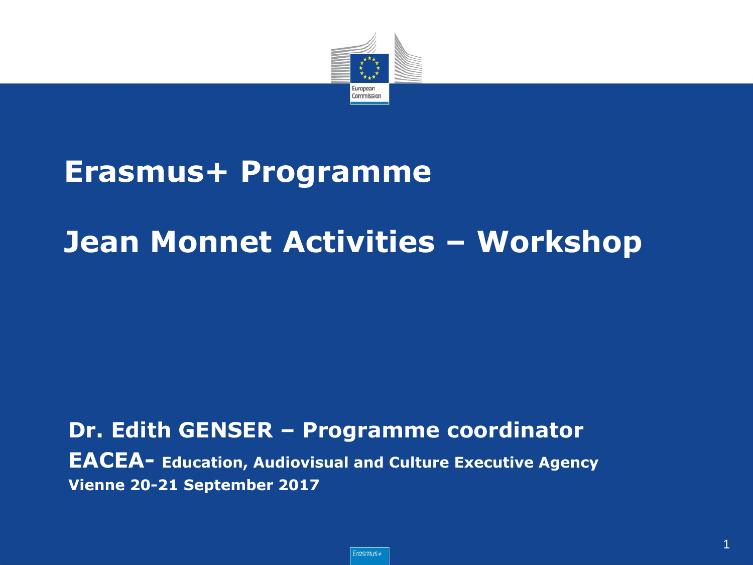# Erasmus+ Programme

# Jean Monnet Activities – Workshop

**Dr. Edith GENSER – Programme coordinator**

**EACEA- Education, Audiovisual and Culture Executive Agency**

**Vienne 20-21 September 2017**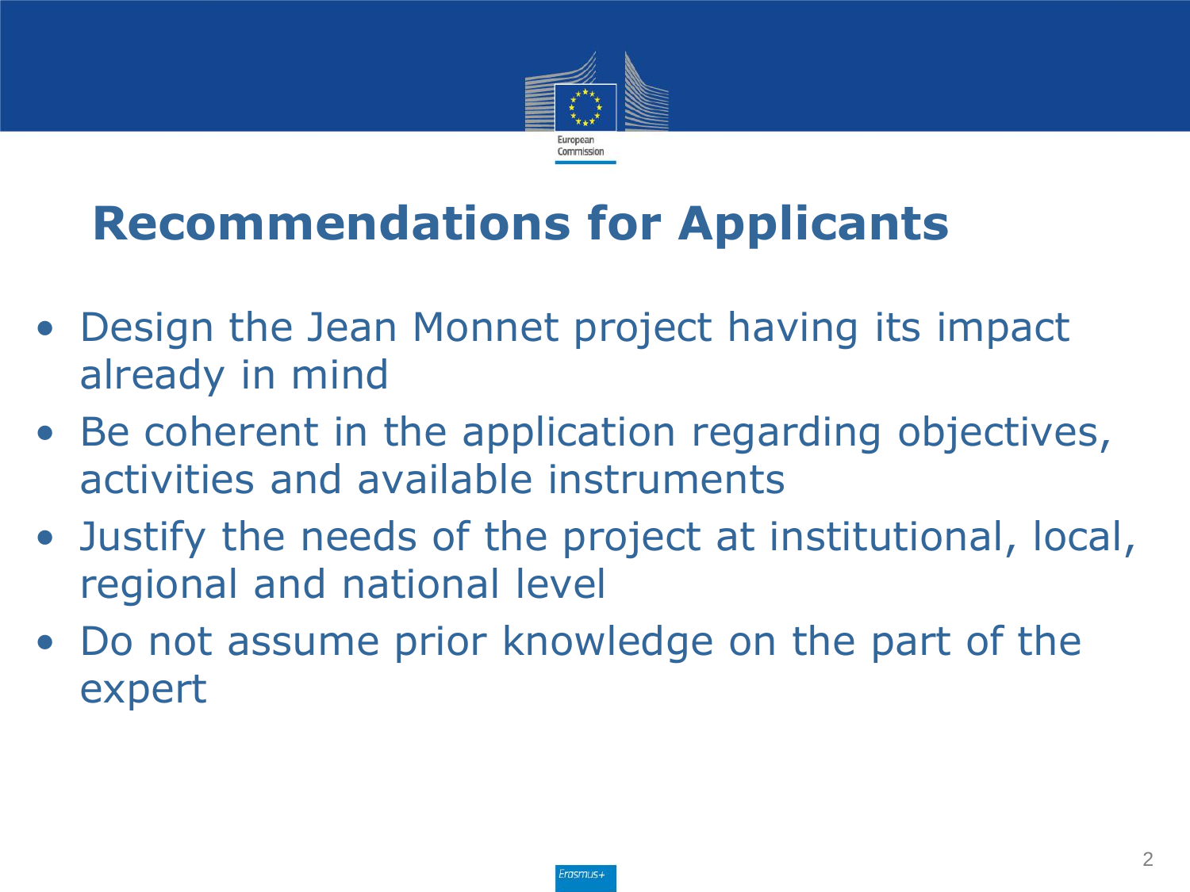# Recommendations for Applicants

- Design the Jean Monnet project having its impact already in mind
- Be coherent in the application regarding objectives, activities and available instruments
- Justify the needs of the project at institutional, local, regional and national level
- Do not assume prior knowledge on the part of the expert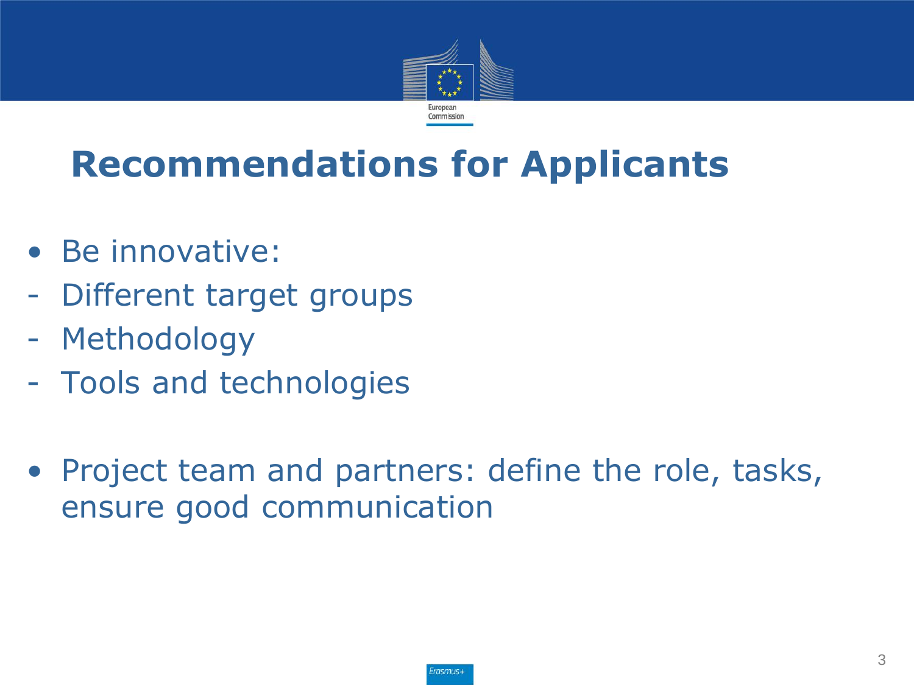# Recommendations for Applicants

- Be innovative:
- Different target groups
- Methodology
- Tools and technologies

- Project team and partners: define the role, tasks, ensure good communication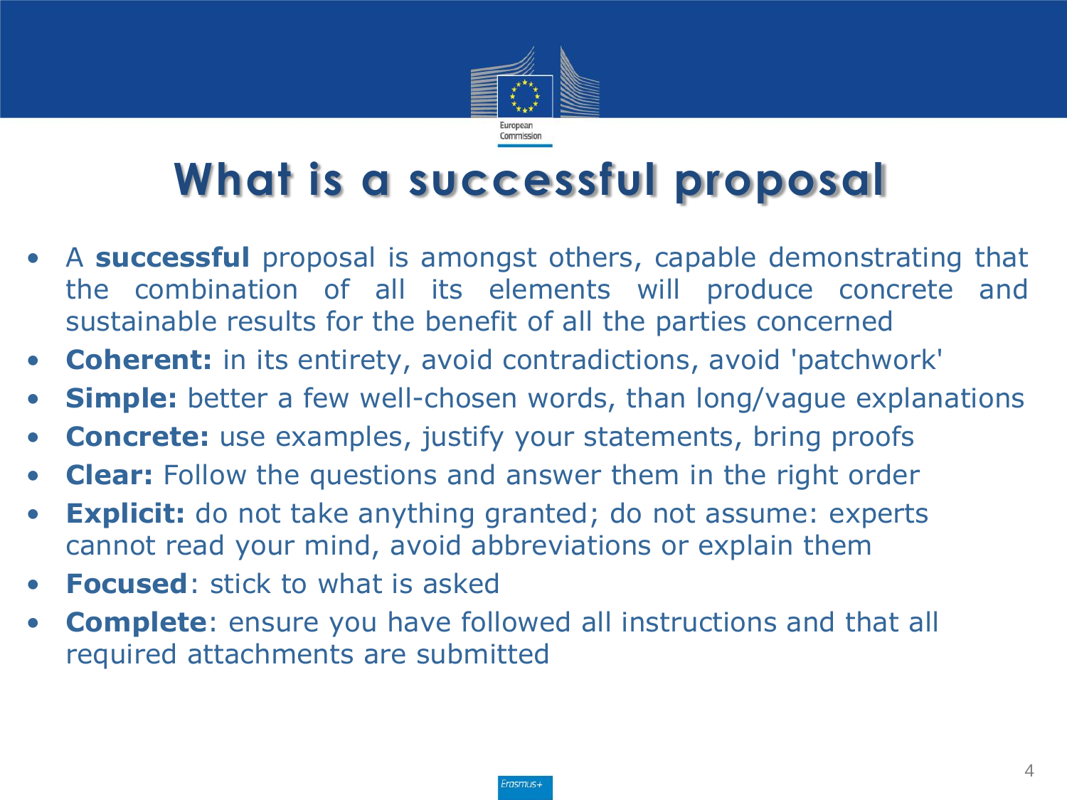# What is a successful proposal

- A **successful** proposal is amongst others, capable demonstrating that the combination of all its elements will produce concrete and sustainable results for the benefit of all the parties concerned
- **Coherent:** in its entirety, avoid contradictions, avoid 'patchwork'
- **Simple:** better a few well-chosen words, than long/vague explanations
- **Concrete:** use examples, justify your statements, bring proofs
- **Clear:** Follow the questions and answer them in the right order
- **Explicit:** do not take anything granted; do not assume: experts cannot read your mind, avoid abbreviations or explain them
- **Focused**: stick to what is asked
- **Complete**: ensure you have followed all instructions and that all required attachments are submitted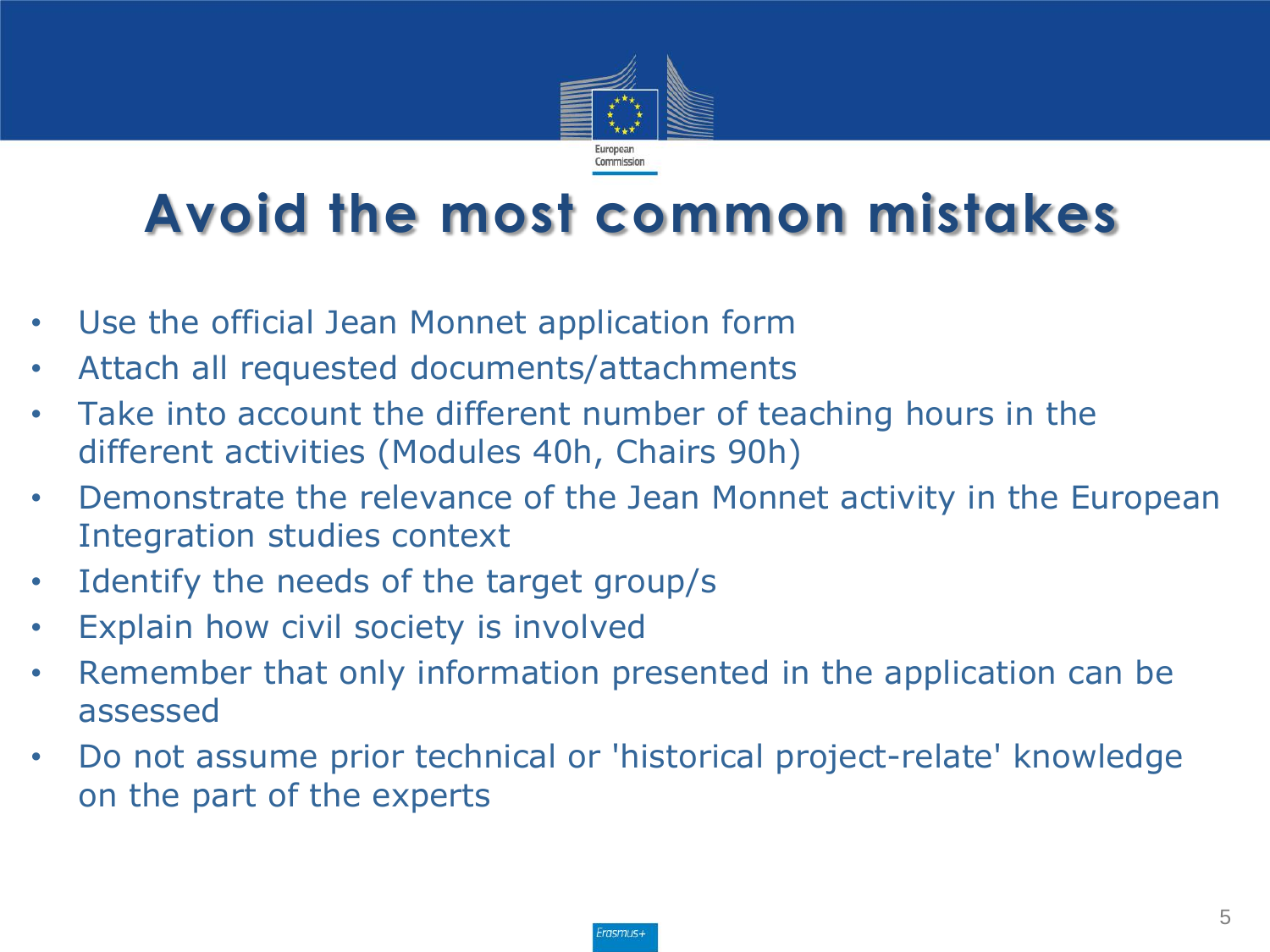# Avoid the most common mistakes

- Use the official Jean Monnet application form
- Attach all requested documents/attachments
- Take into account the different number of teaching hours in the different activities (Modules 40h, Chairs 90h)
- Demonstrate the relevance of the Jean Monnet activity in the European Integration studies context
- Identify the needs of the target group/s
- Explain how civil society is involved
- Remember that only information presented in the application can be assessed
- Do not assume prior technical or 'historical project-relate' knowledge on the part of the experts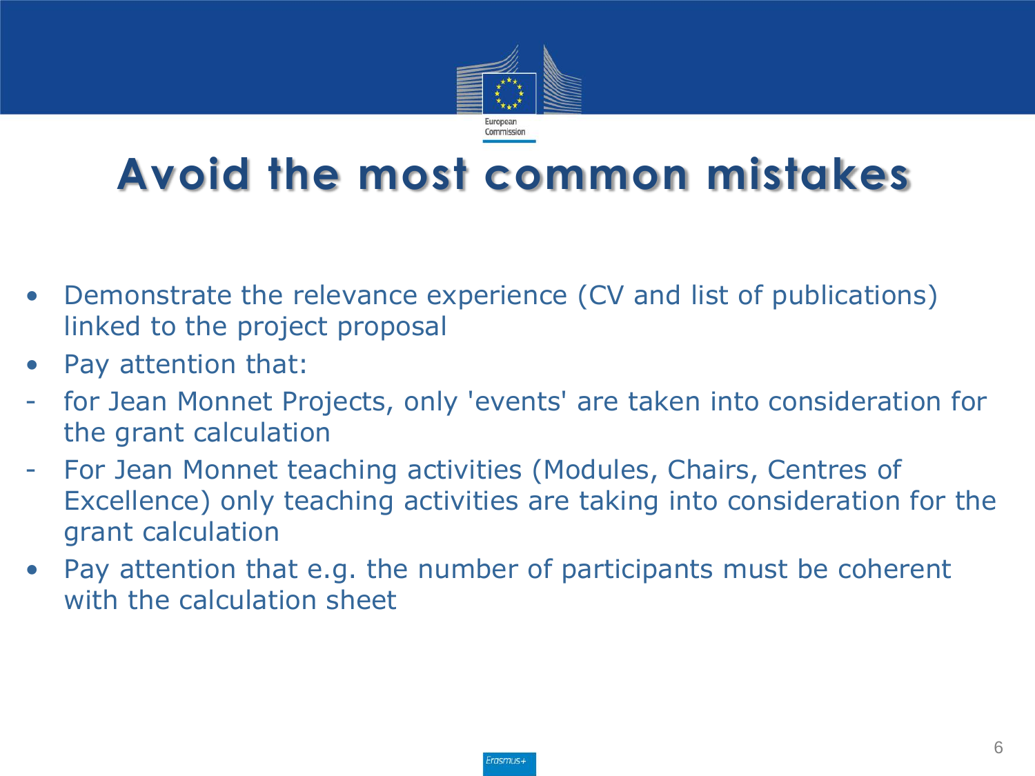# Avoid the most common mistakes

- Demonstrate the relevance experience (CV and list of publications) linked to the project proposal
- Pay attention that:
- for Jean Monnet Projects, only 'events' are taken into consideration for the grant calculation
- For Jean Monnet teaching activities (Modules, Chairs, Centres of Excellence) only teaching activities are taking into consideration for the grant calculation
- Pay attention that e.g. the number of participants must be coherent with the calculation sheet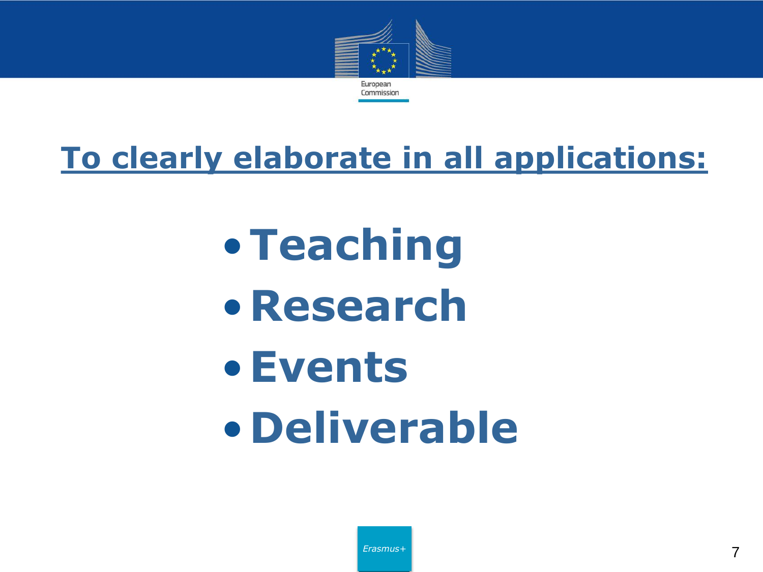## To clearly elaborate in all applications:

- **Teaching**
- **Research**
- **Events**
- **Deliverable**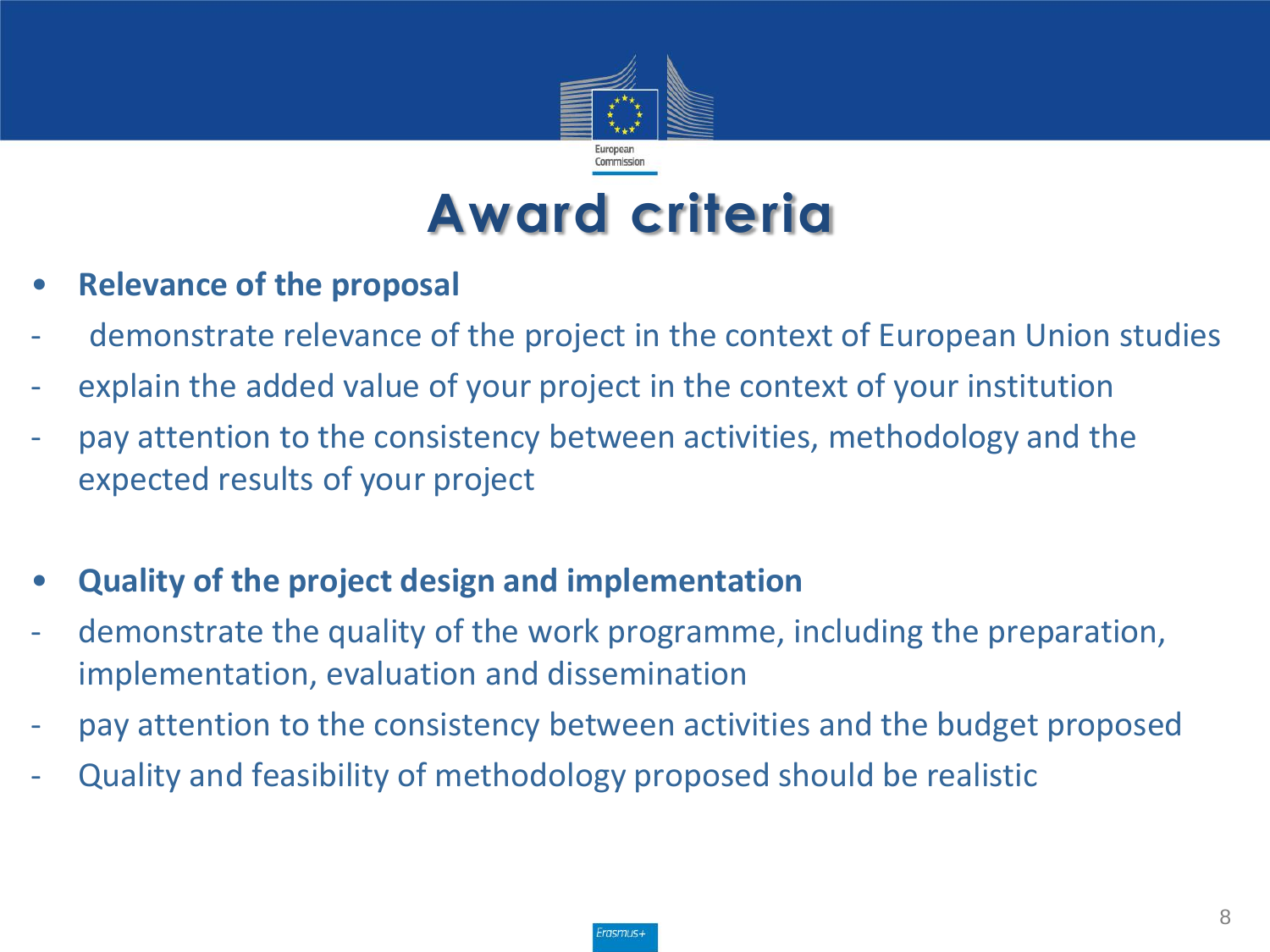# Award criteria

- **Relevance of the proposal**

- demonstrate relevance of the project in the context of European Union studies
- explain the added value of your project in the context of your institution
- pay attention to the consistency between activities, methodology and the expected results of your project

- **Quality of the project design and implementation**

- demonstrate the quality of the work programme, including the preparation, implementation, evaluation and dissemination
- pay attention to the consistency between activities and the budget proposed
- Quality and feasibility of methodology proposed should be realistic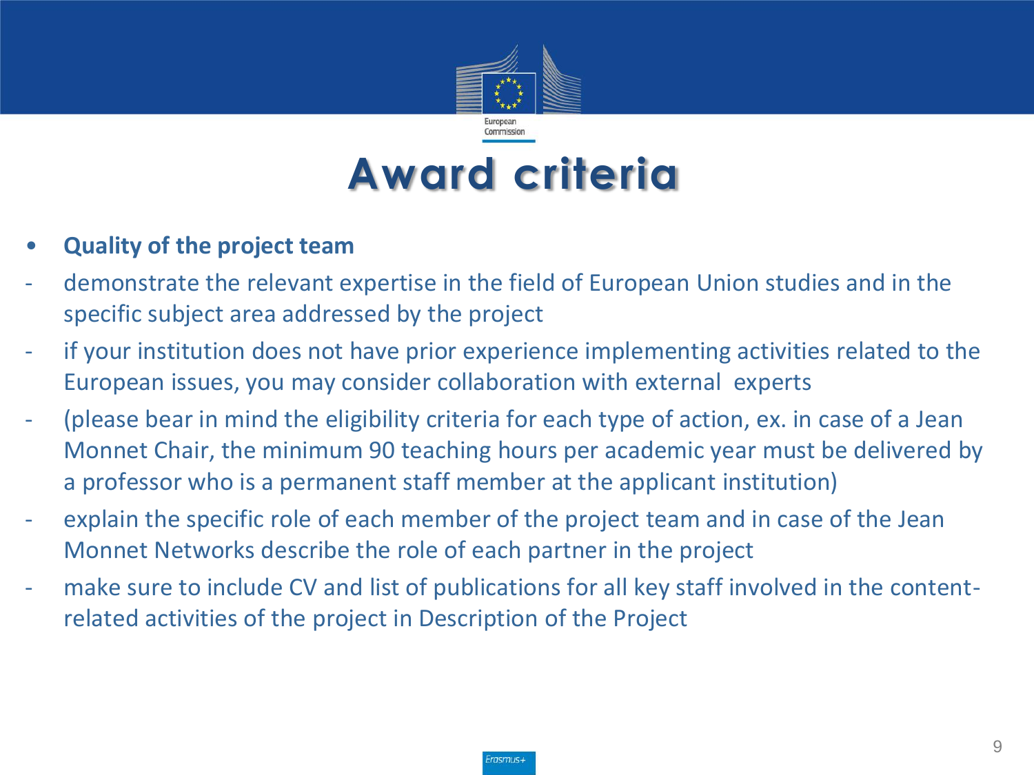# Award criteria

- **Quality of the project team**
  - demonstrate the relevant expertise in the field of European Union studies and in the specific subject area addressed by the project
  - if your institution does not have prior experience implementing activities related to the European issues, you may consider collaboration with external experts
  - (please bear in mind the eligibility criteria for each type of action, ex. in case of a Jean Monnet Chair, the minimum 90 teaching hours per academic year must be delivered by a professor who is a permanent staff member at the applicant institution)
  - explain the specific role of each member of the project team and in case of the Jean Monnet Networks describe the role of each partner in the project
  - make sure to include CV and list of publications for all key staff involved in the content-related activities of the project in Description of the Project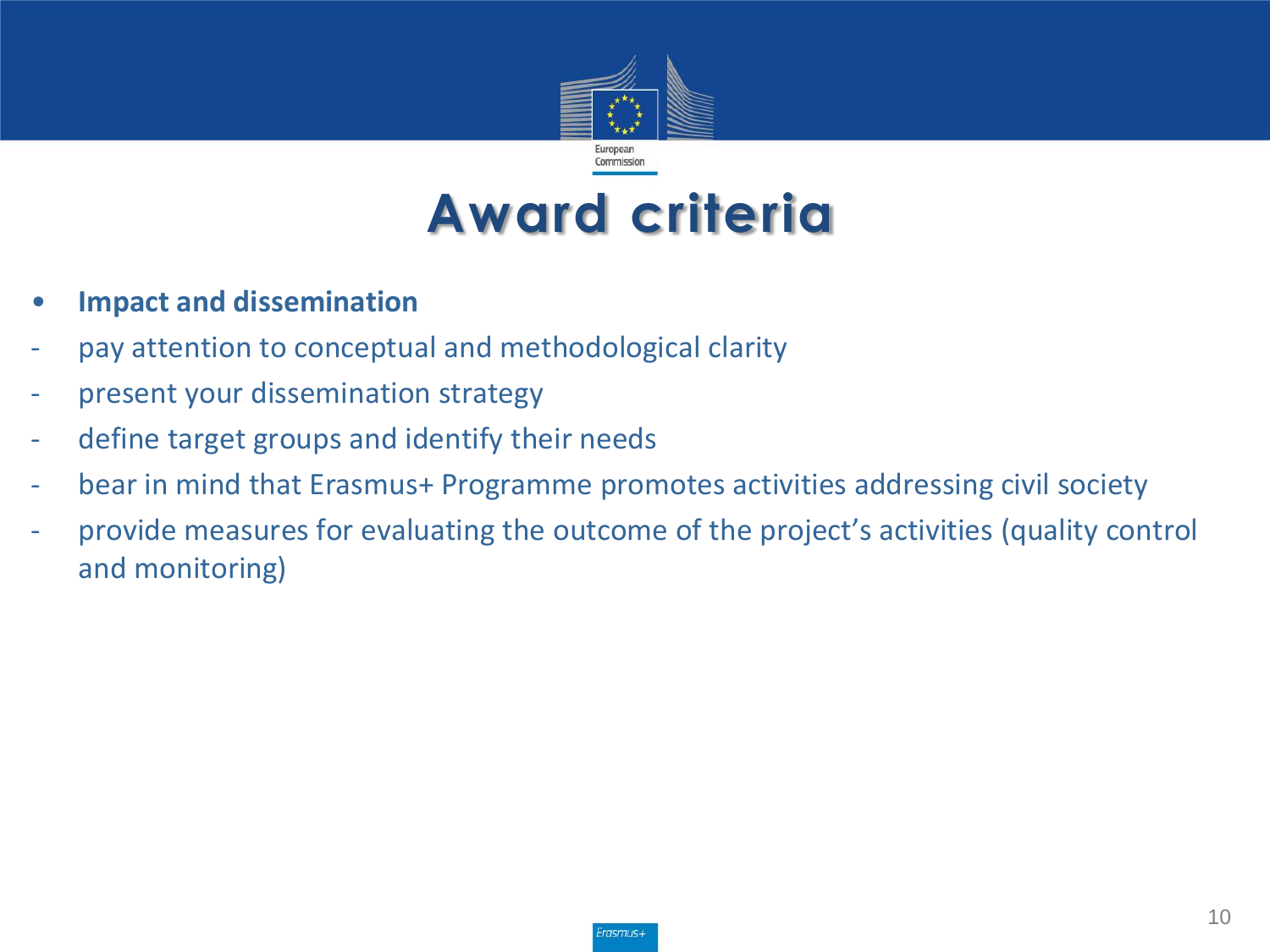# Award criteria

- **Impact and dissemination**

- pay attention to conceptual and methodological clarity
- present your dissemination strategy
- define target groups and identify their needs
- bear in mind that Erasmus+ Programme promotes activities addressing civil society
- provide measures for evaluating the outcome of the project's activities (quality control and monitoring)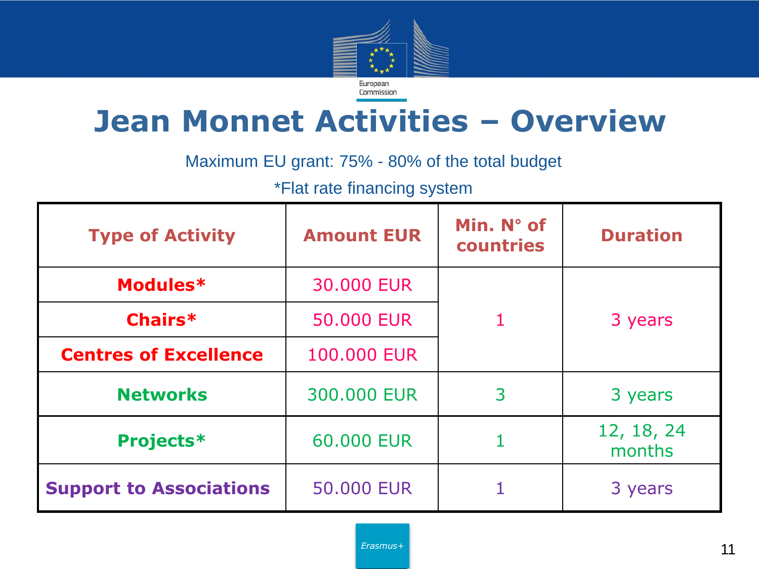# Jean Monnet Activities – Overview

Maximum EU grant: 75% - 80% of the total budget

*Flat rate financing system

| Type of Activity | Amount EUR | Min. N° of countries | Duration |
|---|---|---|---|
| Modules* | 30.000 EUR | 1 | 3 years |
| Chairs* | 50.000 EUR | | |
| Centres of Excellence | 100.000 EUR | | |
| Networks | 300.000 EUR | 3 | 3 years |
| Projects* | 60.000 EUR | 1 | 12, 18, 24 months |
| Support to Associations | 50.000 EUR | 1 | 3 years |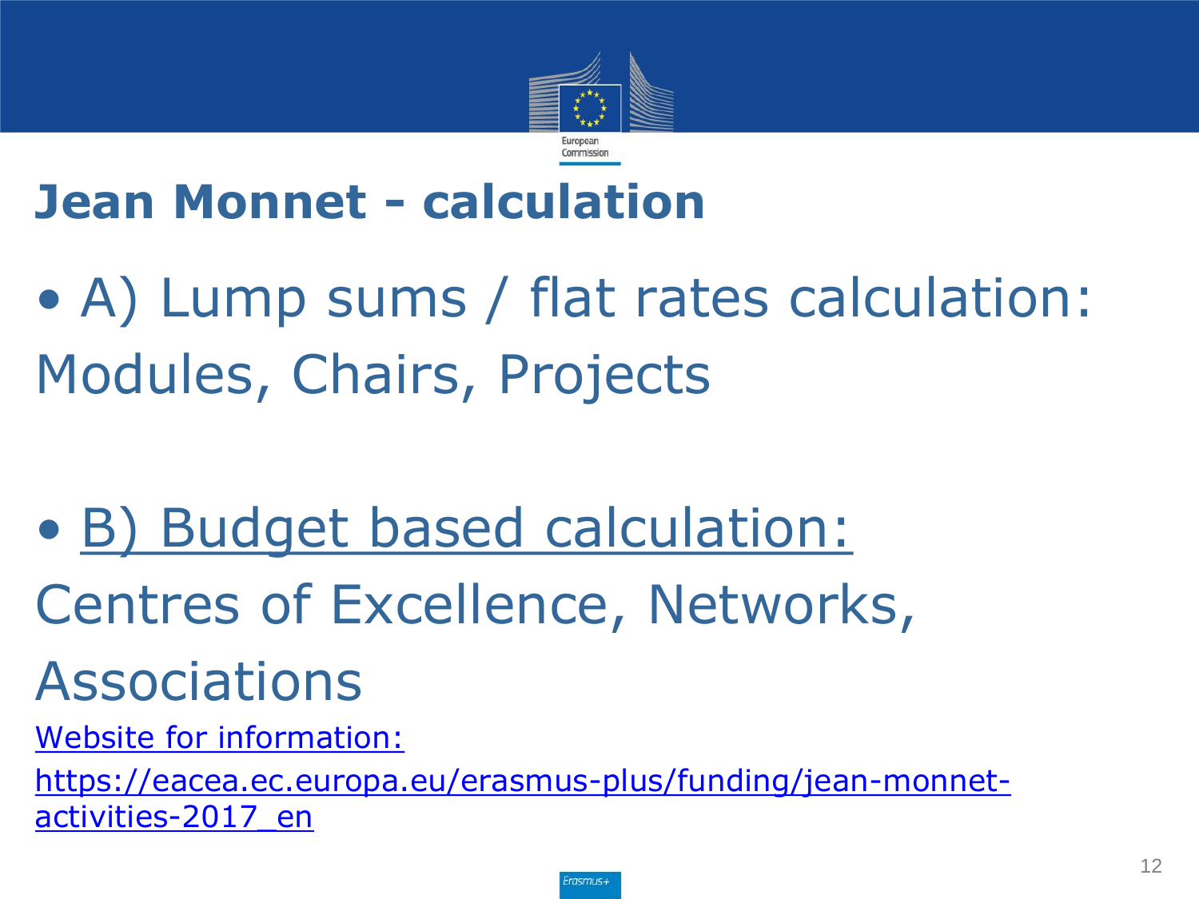# Jean Monnet - calculation

- A) Lump sums / flat rates calculation: Modules, Chairs, Projects

- B) Budget based calculation: Centres of Excellence, Networks, Associations

Website for information:

https://eacea.ec.europa.eu/erasmus-plus/funding/jean-monnet-activities-2017_en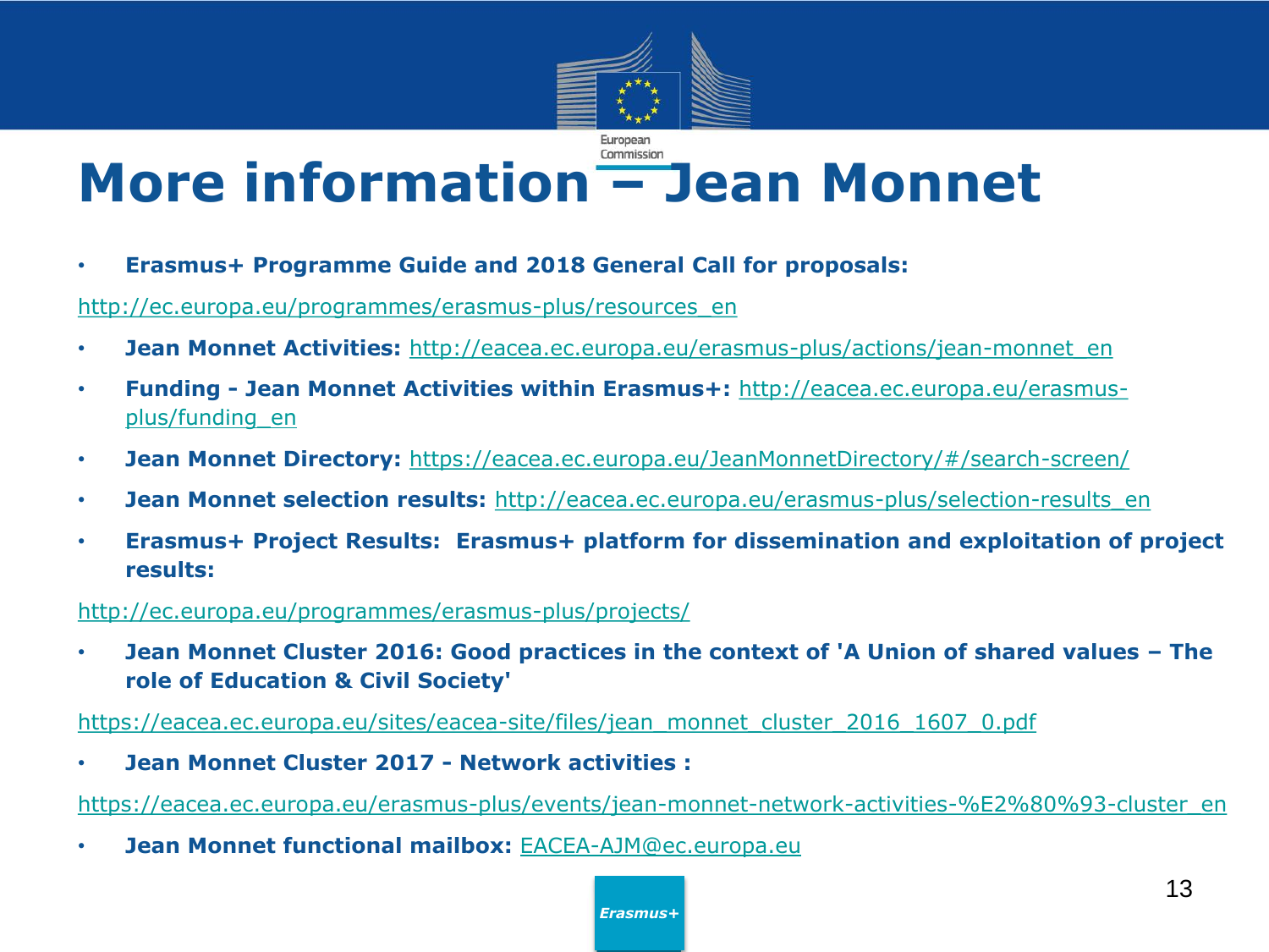# More information – Jean Monnet

- **Erasmus+ Programme Guide and 2018 General Call for proposals:**

http://ec.europa.eu/programmes/erasmus-plus/resources_en

- **Jean Monnet Activities:** http://eacea.ec.europa.eu/erasmus-plus/actions/jean-monnet_en
- **Funding - Jean Monnet Activities within Erasmus+:** http://eacea.ec.europa.eu/erasmus-plus/funding_en
- **Jean Monnet Directory:** https://eacea.ec.europa.eu/JeanMonnetDirectory/#/search-screen/
- **Jean Monnet selection results:** http://eacea.ec.europa.eu/erasmus-plus/selection-results_en
- **Erasmus+ Project Results: Erasmus+ platform for dissemination and exploitation of project results:**

http://ec.europa.eu/programmes/erasmus-plus/projects/

- **Jean Monnet Cluster 2016: Good practices in the context of 'A Union of shared values – The role of Education & Civil Society'**

https://eacea.ec.europa.eu/sites/eacea-site/files/jean_monnet_cluster_2016_1607_0.pdf

- **Jean Monnet Cluster 2017 - Network activities :**

https://eacea.ec.europa.eu/erasmus-plus/events/jean-monnet-network-activities-%E2%80%93-cluster_en

- **Jean Monnet functional mailbox:** EACEA-AJM@ec.europa.eu